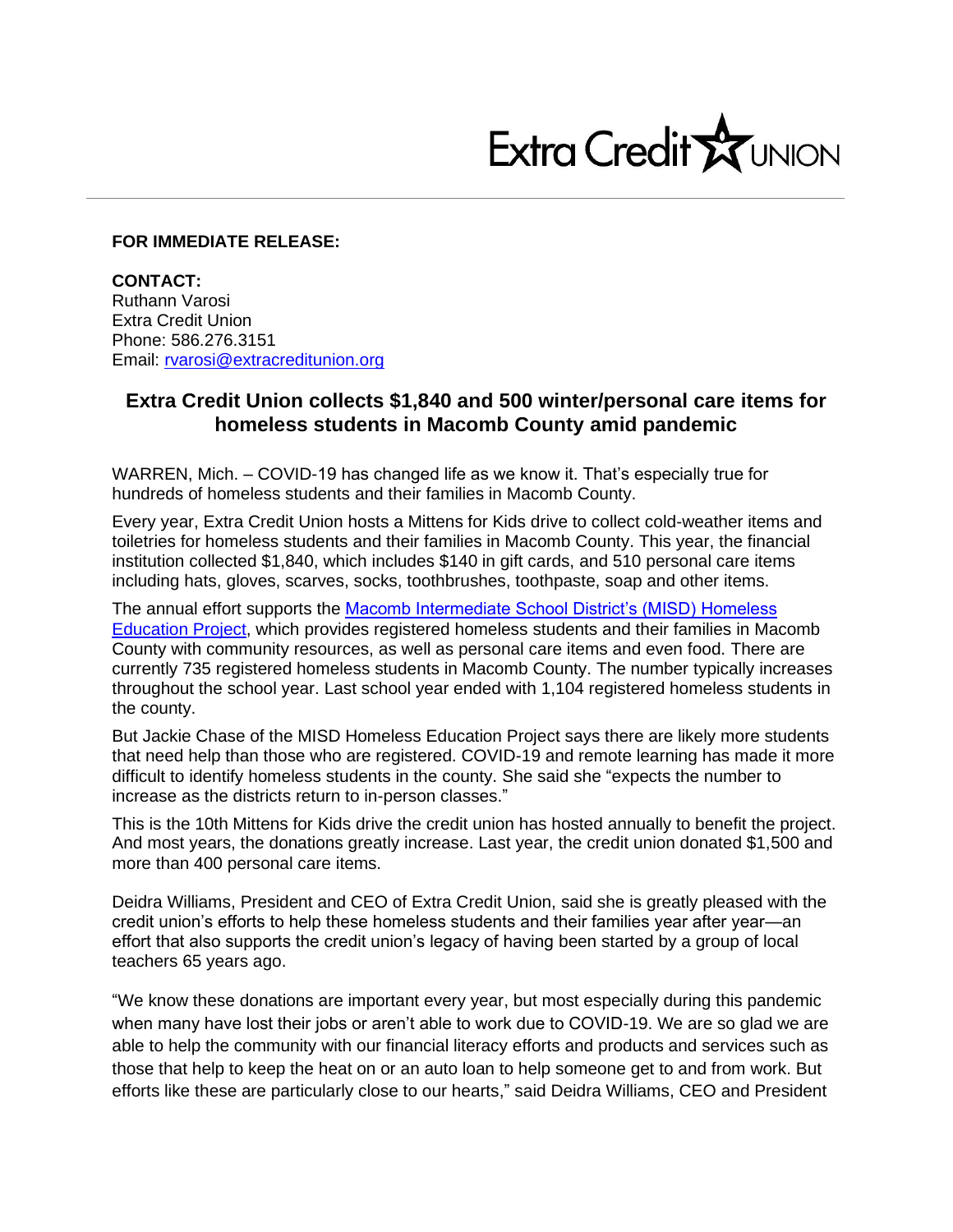Extra Credit UNION

**FOR IMMEDIATE RELEASE:**

**CONTACT:**
Ruthann Varosi
Extra Credit Union
Phone: 586.276.3151
Email: [rvarosi@extracreditunion.org](mailto:rvarosi@extracreditunion.org)

## Extra Credit Union collects $1,840 and 500 winter/personal care items for homeless students in Macomb County amid pandemic

WARREN, Mich. – COVID-19 has changed life as we know it. That's especially true for hundreds of homeless students and their families in Macomb County.

Every year, Extra Credit Union hosts a Mittens for Kids drive to collect cold-weather items and toiletries for homeless students and their families in Macomb County. This year, the financial institution collected $1,840, which includes $140 in gift cards, and 510 personal care items including hats, gloves, scarves, socks, toothbrushes, toothpaste, soap and other items.

The annual effort supports the Macomb Intermediate School District's (MISD) Homeless Education Project, which provides registered homeless students and their families in Macomb County with community resources, as well as personal care items and even food. There are currently 735 registered homeless students in Macomb County. The number typically increases throughout the school year. Last school year ended with 1,104 registered homeless students in the county.

But Jackie Chase of the MISD Homeless Education Project says there are likely more students that need help than those who are registered. COVID-19 and remote learning has made it more difficult to identify homeless students in the county. She said she "expects the number to increase as the districts return to in-person classes."

This is the 10th Mittens for Kids drive the credit union has hosted annually to benefit the project. And most years, the donations greatly increase. Last year, the credit union donated $1,500 and more than 400 personal care items.

Deidra Williams, President and CEO of Extra Credit Union, said she is greatly pleased with the credit union's efforts to help these homeless students and their families year after year—an effort that also supports the credit union's legacy of having been started by a group of local teachers 65 years ago.

"We know these donations are important every year, but most especially during this pandemic when many have lost their jobs or aren't able to work due to COVID-19. We are so glad we are able to help the community with our financial literacy efforts and products and services such as those that help to keep the heat on or an auto loan to help someone get to and from work. But efforts like these are particularly close to our hearts," said Deidra Williams, CEO and President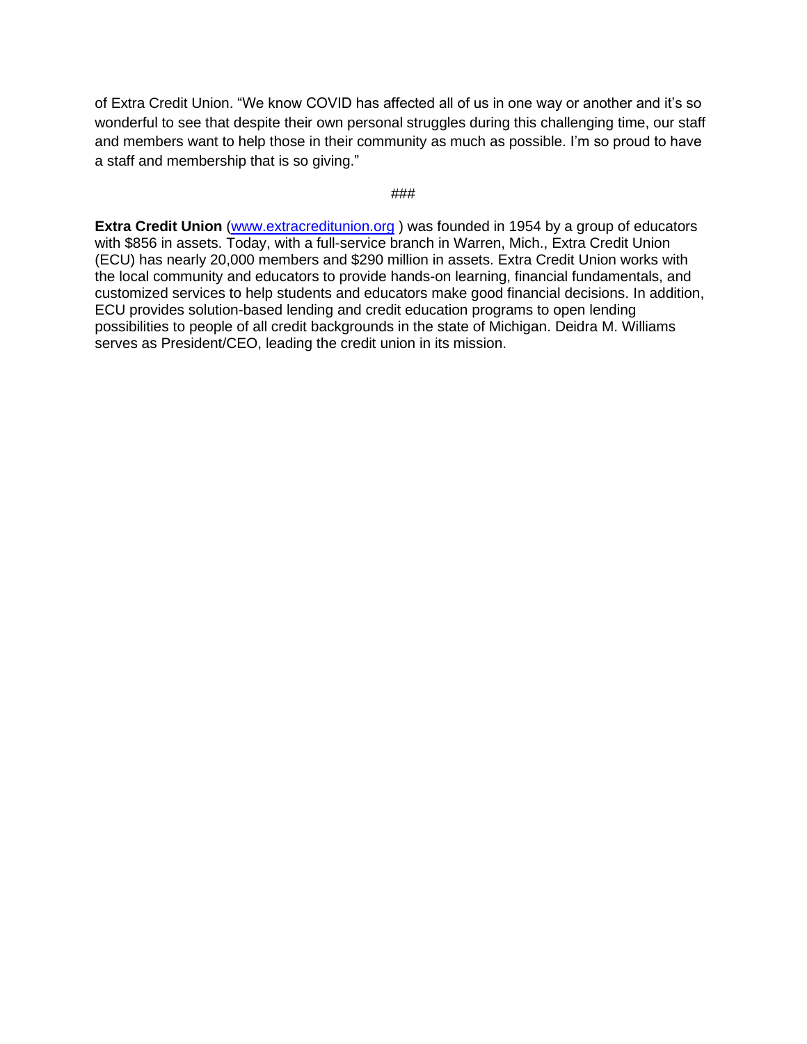of Extra Credit Union. "We know COVID has affected all of us in one way or another and it's so wonderful to see that despite their own personal struggles during this challenging time, our staff and members want to help those in their community as much as possible. I'm so proud to have a staff and membership that is so giving."

###

**Extra Credit Union** (www.extracreditunion.org ) was founded in 1954 by a group of educators with $856 in assets. Today, with a full-service branch in Warren, Mich., Extra Credit Union (ECU) has nearly 20,000 members and $290 million in assets. Extra Credit Union works with the local community and educators to provide hands-on learning, financial fundamentals, and customized services to help students and educators make good financial decisions. In addition, ECU provides solution-based lending and credit education programs to open lending possibilities to people of all credit backgrounds in the state of Michigan. Deidra M. Williams serves as President/CEO, leading the credit union in its mission.